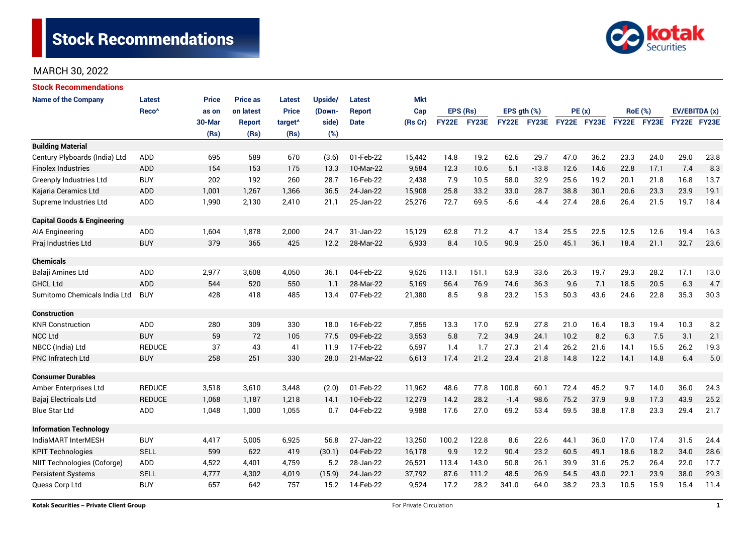# Stock Recommendations

MARCH 30, 2022

## Stock Recommendations

| Name of the Company | Latest Reco^ | Price as on 30-Mar (Rs) | Price as on latest Report (Rs) | Latest Price target^ (Rs) | Upside/ (Down-side) (%) | Latest Report Date | Mkt Cap (Rs Cr) | EPS (Rs) | | EPS gth (%) | | PE (x) | | RoE (%) | | EV/EBITDA (x) | |
|---|---|---|---|---|---|---|---|---|---|---|---|---|---|---|---|---|---|
| | | | | | | | | FY22E | FY23E | FY22E | FY23E | FY22E | FY23E | FY22E | FY23E | FY22E | FY23E |
| **Building Material** | | | | | | | | | | | | | | | | | |
| Century Plyboards (India) Ltd | ADD | 695 | 589 | 670 | (3.6) | 01-Feb-22 | 15,442 | 14.8 | 19.2 | 62.6 | 29.7 | 47.0 | 36.2 | 23.3 | 24.0 | 29.0 | 23.8 |
| Finolex Industries | ADD | 154 | 153 | 175 | 13.3 | 10-Mar-22 | 9,584 | 12.3 | 10.6 | 5.1 | -13.8 | 12.6 | 14.6 | 22.8 | 17.1 | 7.4 | 8.3 |
| Greenply Industries Ltd | BUY | 202 | 192 | 260 | 28.7 | 16-Feb-22 | 2,438 | 7.9 | 10.5 | 58.0 | 32.9 | 25.6 | 19.2 | 20.1 | 21.8 | 16.8 | 13.7 |
| Kajaria Ceramics Ltd | ADD | 1,001 | 1,267 | 1,366 | 36.5 | 24-Jan-22 | 15,908 | 25.8 | 33.2 | 33.0 | 28.7 | 38.8 | 30.1 | 20.6 | 23.3 | 23.9 | 19.1 |
| Supreme Industries Ltd | ADD | 1,990 | 2,130 | 2,410 | 21.1 | 25-Jan-22 | 25,276 | 72.7 | 69.5 | -5.6 | -4.4 | 27.4 | 28.6 | 26.4 | 21.5 | 19.7 | 18.4 |
| **Capital Goods & Engineering** | | | | | | | | | | | | | | | | | |
| AIA Engineering | ADD | 1,604 | 1,878 | 2,000 | 24.7 | 31-Jan-22 | 15,129 | 62.8 | 71.2 | 4.7 | 13.4 | 25.5 | 22.5 | 12.5 | 12.6 | 19.4 | 16.3 |
| Praj Industries Ltd | BUY | 379 | 365 | 425 | 12.2 | 28-Mar-22 | 6,933 | 8.4 | 10.5 | 90.9 | 25.0 | 45.1 | 36.1 | 18.4 | 21.1 | 32.7 | 23.6 |
| **Chemicals** | | | | | | | | | | | | | | | | | |
| Balaji Amines Ltd | ADD | 2,977 | 3,608 | 4,050 | 36.1 | 04-Feb-22 | 9,525 | 113.1 | 151.1 | 53.9 | 33.6 | 26.3 | 19.7 | 29.3 | 28.2 | 17.1 | 13.0 |
| GHCL Ltd | ADD | 544 | 520 | 550 | 1.1 | 28-Mar-22 | 5,169 | 56.4 | 76.9 | 74.6 | 36.3 | 9.6 | 7.1 | 18.5 | 20.5 | 6.3 | 4.7 |
| Sumitomo Chemicals India Ltd | BUY | 428 | 418 | 485 | 13.4 | 07-Feb-22 | 21,380 | 8.5 | 9.8 | 23.2 | 15.3 | 50.3 | 43.6 | 24.6 | 22.8 | 35.3 | 30.3 |
| **Construction** | | | | | | | | | | | | | | | | | |
| KNR Construction | ADD | 280 | 309 | 330 | 18.0 | 16-Feb-22 | 7,855 | 13.3 | 17.0 | 52.9 | 27.8 | 21.0 | 16.4 | 18.3 | 19.4 | 10.3 | 8.2 |
| NCC Ltd | BUY | 59 | 72 | 105 | 77.5 | 09-Feb-22 | 3,553 | 5.8 | 7.2 | 34.9 | 24.1 | 10.2 | 8.2 | 6.3 | 7.5 | 3.1 | 2.1 |
| NBCC (India) Ltd | REDUCE | 37 | 43 | 41 | 11.9 | 17-Feb-22 | 6,597 | 1.4 | 1.7 | 27.3 | 21.4 | 26.2 | 21.6 | 14.1 | 15.5 | 26.2 | 19.3 |
| PNC Infratech Ltd | BUY | 258 | 251 | 330 | 28.0 | 21-Mar-22 | 6,613 | 17.4 | 21.2 | 23.4 | 21.8 | 14.8 | 12.2 | 14.1 | 14.8 | 6.4 | 5.0 |
| **Consumer Durables** | | | | | | | | | | | | | | | | | |
| Amber Enterprises Ltd | REDUCE | 3,518 | 3,610 | 3,448 | (2.0) | 01-Feb-22 | 11,962 | 48.6 | 77.8 | 100.8 | 60.1 | 72.4 | 45.2 | 9.7 | 14.0 | 36.0 | 24.3 |
| Bajaj Electricals Ltd | REDUCE | 1,068 | 1,187 | 1,218 | 14.1 | 10-Feb-22 | 12,279 | 14.2 | 28.2 | -1.4 | 98.6 | 75.2 | 37.9 | 9.8 | 17.3 | 43.9 | 25.2 |
| Blue Star Ltd | ADD | 1,048 | 1,000 | 1,055 | 0.7 | 04-Feb-22 | 9,988 | 17.6 | 27.0 | 69.2 | 53.4 | 59.5 | 38.8 | 17.8 | 23.3 | 29.4 | 21.7 |
| **Information Technology** | | | | | | | | | | | | | | | | | |
| IndiaMART InterMESH | BUY | 4,417 | 5,005 | 6,925 | 56.8 | 27-Jan-22 | 13,250 | 100.2 | 122.8 | 8.6 | 22.6 | 44.1 | 36.0 | 17.0 | 17.4 | 31.5 | 24.4 |
| KPIT Technologies | SELL | 599 | 622 | 419 | (30.1) | 04-Feb-22 | 16,178 | 9.9 | 12.2 | 90.4 | 23.2 | 60.5 | 49.1 | 18.6 | 18.2 | 34.0 | 28.6 |
| NIIT Technologies (Coforge) | ADD | 4,522 | 4,401 | 4,759 | 5.2 | 28-Jan-22 | 26,521 | 113.4 | 143.0 | 50.8 | 26.1 | 39.9 | 31.6 | 25.2 | 26.4 | 22.0 | 17.7 |
| Persistent Systems | SELL | 4,777 | 4,302 | 4,019 | (15.9) | 24-Jan-22 | 37,792 | 87.6 | 111.2 | 48.5 | 26.9 | 54.5 | 43.0 | 22.1 | 23.9 | 38.0 | 29.3 |
| Quess Corp Ltd | BUY | 657 | 642 | 757 | 15.2 | 14-Feb-22 | 9,524 | 17.2 | 28.2 | 341.0 | 64.0 | 38.2 | 23.3 | 10.5 | 15.9 | 15.4 | 11.4 |

Kotak Securities – Private Client Group

For Private Circulation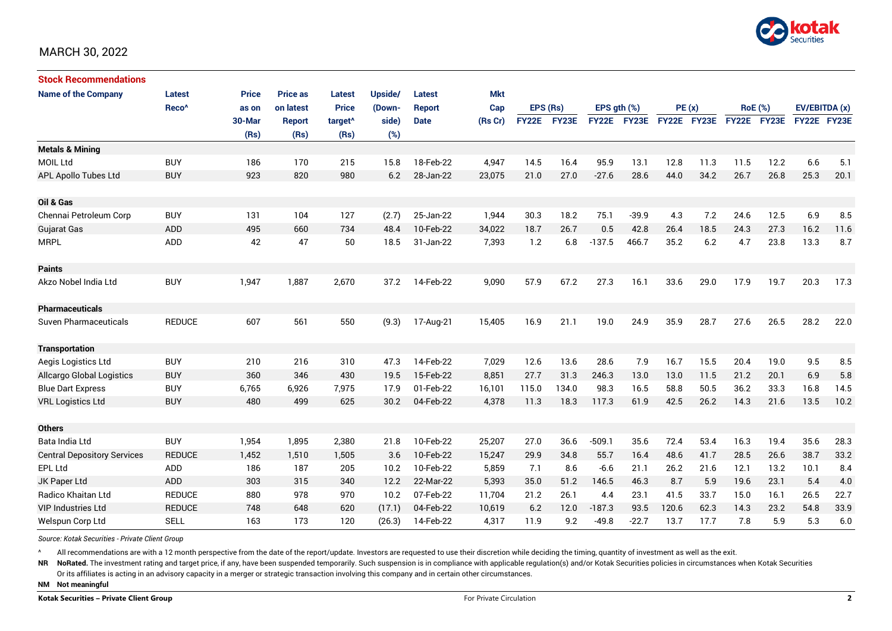MARCH 30, 2022

**Stock Recommendations**

| Name of the Company | Latest Reco^ | Price as on 30-Mar (Rs) | Price as on latest Report (Rs) | Latest Price target^ (Rs) | Upside/ (Down-side) (%) | Latest Report Date | Mkt Cap (Rs Cr) | EPS (Rs) | | EPS gth (%) | | PE (x) | | RoE (%) | | EV/EBITDA (x) | |
|---|---|---|---|---|---|---|---|---|---|---|---|---|---|---|---|---|---|
| | | | | | | | | FY22E | FY23E | FY22E | FY23E | FY22E | FY23E | FY22E | FY23E | FY22E | FY23E |
| **Metals & Mining** | | | | | | | | | | | | | | | | | |
| MOIL Ltd | BUY | 186 | 170 | 215 | 15.8 | 18-Feb-22 | 4,947 | 14.5 | 16.4 | 95.9 | 13.1 | 12.8 | 11.3 | 11.5 | 12.2 | 6.6 | 5.1 |
| APL Apollo Tubes Ltd | BUY | 923 | 820 | 980 | 6.2 | 28-Jan-22 | 23,075 | 21.0 | 27.0 | -27.6 | 28.6 | 44.0 | 34.2 | 26.7 | 26.8 | 25.3 | 20.1 |
| **Oil & Gas** | | | | | | | | | | | | | | | | | |
| Chennai Petroleum Corp | BUY | 131 | 104 | 127 | (2.7) | 25-Jan-22 | 1,944 | 30.3 | 18.2 | 75.1 | -39.9 | 4.3 | 7.2 | 24.6 | 12.5 | 6.9 | 8.5 |
| Gujarat Gas | ADD | 495 | 660 | 734 | 48.4 | 10-Feb-22 | 34,022 | 18.7 | 26.7 | 0.5 | 42.8 | 26.4 | 18.5 | 24.3 | 27.3 | 16.2 | 11.6 |
| MRPL | ADD | 42 | 47 | 50 | 18.5 | 31-Jan-22 | 7,393 | 1.2 | 6.8 | -137.5 | 466.7 | 35.2 | 6.2 | 4.7 | 23.8 | 13.3 | 8.7 |
| **Paints** | | | | | | | | | | | | | | | | | |
| Akzo Nobel India Ltd | BUY | 1,947 | 1,887 | 2,670 | 37.2 | 14-Feb-22 | 9,090 | 57.9 | 67.2 | 27.3 | 16.1 | 33.6 | 29.0 | 17.9 | 19.7 | 20.3 | 17.3 |
| **Pharmaceuticals** | | | | | | | | | | | | | | | | | |
| Suven Pharmaceuticals | REDUCE | 607 | 561 | 550 | (9.3) | 17-Aug-21 | 15,405 | 16.9 | 21.1 | 19.0 | 24.9 | 35.9 | 28.7 | 27.6 | 26.5 | 28.2 | 22.0 |
| **Transportation** | | | | | | | | | | | | | | | | | |
| Aegis Logistics Ltd | BUY | 210 | 216 | 310 | 47.3 | 14-Feb-22 | 7,029 | 12.6 | 13.6 | 28.6 | 7.9 | 16.7 | 15.5 | 20.4 | 19.0 | 9.5 | 8.5 |
| Allcargo Global Logistics | BUY | 360 | 346 | 430 | 19.5 | 15-Feb-22 | 8,851 | 27.7 | 31.3 | 246.3 | 13.0 | 13.0 | 11.5 | 21.2 | 20.1 | 6.9 | 5.8 |
| Blue Dart Express | BUY | 6,765 | 6,926 | 7,975 | 17.9 | 01-Feb-22 | 16,101 | 115.0 | 134.0 | 98.3 | 16.5 | 58.8 | 50.5 | 36.2 | 33.3 | 16.8 | 14.5 |
| VRL Logistics Ltd | BUY | 480 | 499 | 625 | 30.2 | 04-Feb-22 | 4,378 | 11.3 | 18.3 | 117.3 | 61.9 | 42.5 | 26.2 | 14.3 | 21.6 | 13.5 | 10.2 |
| **Others** | | | | | | | | | | | | | | | | | |
| Bata India Ltd | BUY | 1,954 | 1,895 | 2,380 | 21.8 | 10-Feb-22 | 25,207 | 27.0 | 36.6 | -509.1 | 35.6 | 72.4 | 53.4 | 16.3 | 19.4 | 35.6 | 28.3 |
| Central Depository Services | REDUCE | 1,452 | 1,510 | 1,505 | 3.6 | 10-Feb-22 | 15,247 | 29.9 | 34.8 | 55.7 | 16.4 | 48.6 | 41.7 | 28.5 | 26.6 | 38.7 | 33.2 |
| EPL Ltd | ADD | 186 | 187 | 205 | 10.2 | 10-Feb-22 | 5,859 | 7.1 | 8.6 | -6.6 | 21.1 | 26.2 | 21.6 | 12.1 | 13.2 | 10.1 | 8.4 |
| JK Paper Ltd | ADD | 303 | 315 | 340 | 12.2 | 22-Mar-22 | 5,393 | 35.0 | 51.2 | 146.5 | 46.3 | 8.7 | 5.9 | 19.6 | 23.1 | 5.4 | 4.0 |
| Radico Khaitan Ltd | REDUCE | 880 | 978 | 970 | 10.2 | 07-Feb-22 | 11,704 | 21.2 | 26.1 | 4.4 | 23.1 | 41.5 | 33.7 | 15.0 | 16.1 | 26.5 | 22.7 |
| VIP Industries Ltd | REDUCE | 748 | 648 | 620 | (17.1) | 04-Feb-22 | 10,619 | 6.2 | 12.0 | -187.3 | 93.5 | 120.6 | 62.3 | 14.3 | 23.2 | 54.8 | 33.9 |
| Welspun Corp Ltd | SELL | 163 | 173 | 120 | (26.3) | 14-Feb-22 | 4,317 | 11.9 | 9.2 | -49.8 | -22.7 | 13.7 | 17.7 | 7.8 | 5.9 | 5.3 | 6.0 |

*Source: Kotak Securities - Private Client Group*

^ All recommendations are with a 12 month perspective from the date of the report/update. Investors are requested to use their discretion while deciding the timing, quantity of investment as well as the exit.

**NR** **NoRated.** The investment rating and target price, if any, have been suspended temporarily. Such suspension is in compliance with applicable regulation(s) and/or Kotak Securities policies in circumstances when Kotak Securities Or its affiliates is acting in an advisory capacity in a merger or strategic transaction involving this company and in certain other circumstances.

**NM** **Not meaningful**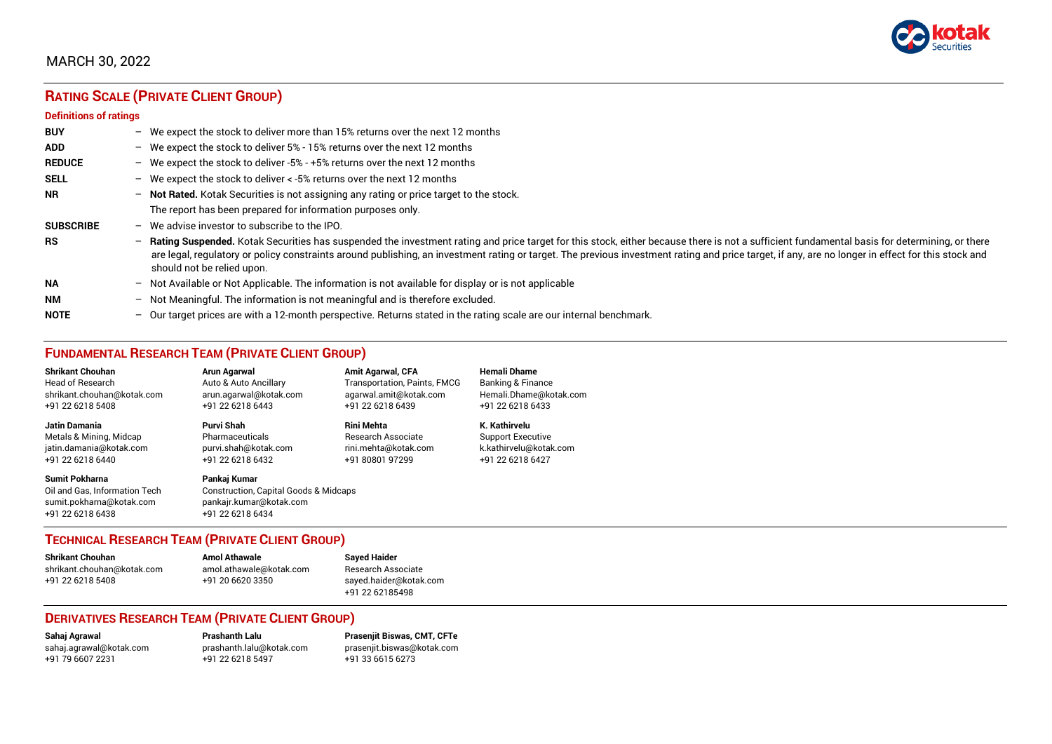MARCH 30, 2022

## RATING SCALE (PRIVATE CLIENT GROUP)

### Definitions of ratings

| | | |
|---|---|---|
| **BUY** | – | We expect the stock to deliver more than 15% returns over the next 12 months |
| **ADD** | – | We expect the stock to deliver 5% - 15% returns over the next 12 months |
| **REDUCE** | – | We expect the stock to deliver -5% - +5% returns over the next 12 months |
| **SELL** | – | We expect the stock to deliver < -5% returns over the next 12 months |
| **NR** | – | **Not Rated.** Kotak Securities is not assigning any rating or price target to the stock. The report has been prepared for information purposes only. |
| **SUBSCRIBE** | – | We advise investor to subscribe to the IPO. |
| **RS** | – | **Rating Suspended.** Kotak Securities has suspended the investment rating and price target for this stock, either because there is not a sufficient fundamental basis for determining, or there are legal, regulatory or policy constraints around publishing, an investment rating or target. The previous investment rating and price target, if any, are no longer in effect for this stock and should not be relied upon. |
| **NA** | – | Not Available or Not Applicable. The information is not available for display or is not applicable |
| **NM** | – | Not Meaningful. The information is not meaningful and is therefore excluded. |
| **NOTE** | – | Our target prices are with a 12-month perspective. Returns stated in the rating scale are our internal benchmark. |

## FUNDAMENTAL RESEARCH TEAM (PRIVATE CLIENT GROUP)

**Shrikant Chouhan**
Head of Research
shrikant.chouhan@kotak.com
+91 22 6218 5408

**Arun Agarwal**
Auto & Auto Ancillary
arun.agarwal@kotak.com
+91 22 6218 6443

**Amit Agarwal, CFA**
Transportation, Paints, FMCG
agarwal.amit@kotak.com
+91 22 6218 6439

**Hemali Dhame**
Banking & Finance
Hemali.Dhame@kotak.com
+91 22 6218 6433

**Jatin Damania**
Metals & Mining, Midcap
jatin.damania@kotak.com
+91 22 6218 6440

**Purvi Shah**
Pharmaceuticals
purvi.shah@kotak.com
+91 22 6218 6432

**Rini Mehta**
Research Associate
rini.mehta@kotak.com
+91 80801 97299

**K. Kathirvelu**
Support Executive
k.kathirvelu@kotak.com
+91 22 6218 6427

**Sumit Pokharna**
Oil and Gas, Information Tech
sumit.pokharna@kotak.com
+91 22 6218 6438

**Pankaj Kumar**
Construction, Capital Goods & Midcaps
pankajr.kumar@kotak.com
+91 22 6218 6434

## TECHNICAL RESEARCH TEAM (PRIVATE CLIENT GROUP)

**Shrikant Chouhan**
shrikant.chouhan@kotak.com
+91 22 6218 5408

**Amol Athawale**
amol.athawale@kotak.com
+91 20 6620 3350

**Sayed Haider**
Research Associate
sayed.haider@kotak.com
+91 22 62185498

## DERIVATIVES RESEARCH TEAM (PRIVATE CLIENT GROUP)

**Sahaj Agrawal**
sahaj.agrawal@kotak.com
+91 79 6607 2231

**Prashanth Lalu**
prashanth.lalu@kotak.com
+91 22 6218 5497

**Prasenjit Biswas, CMT, CFTe**
prasenjit.biswas@kotak.com
+91 33 6615 6273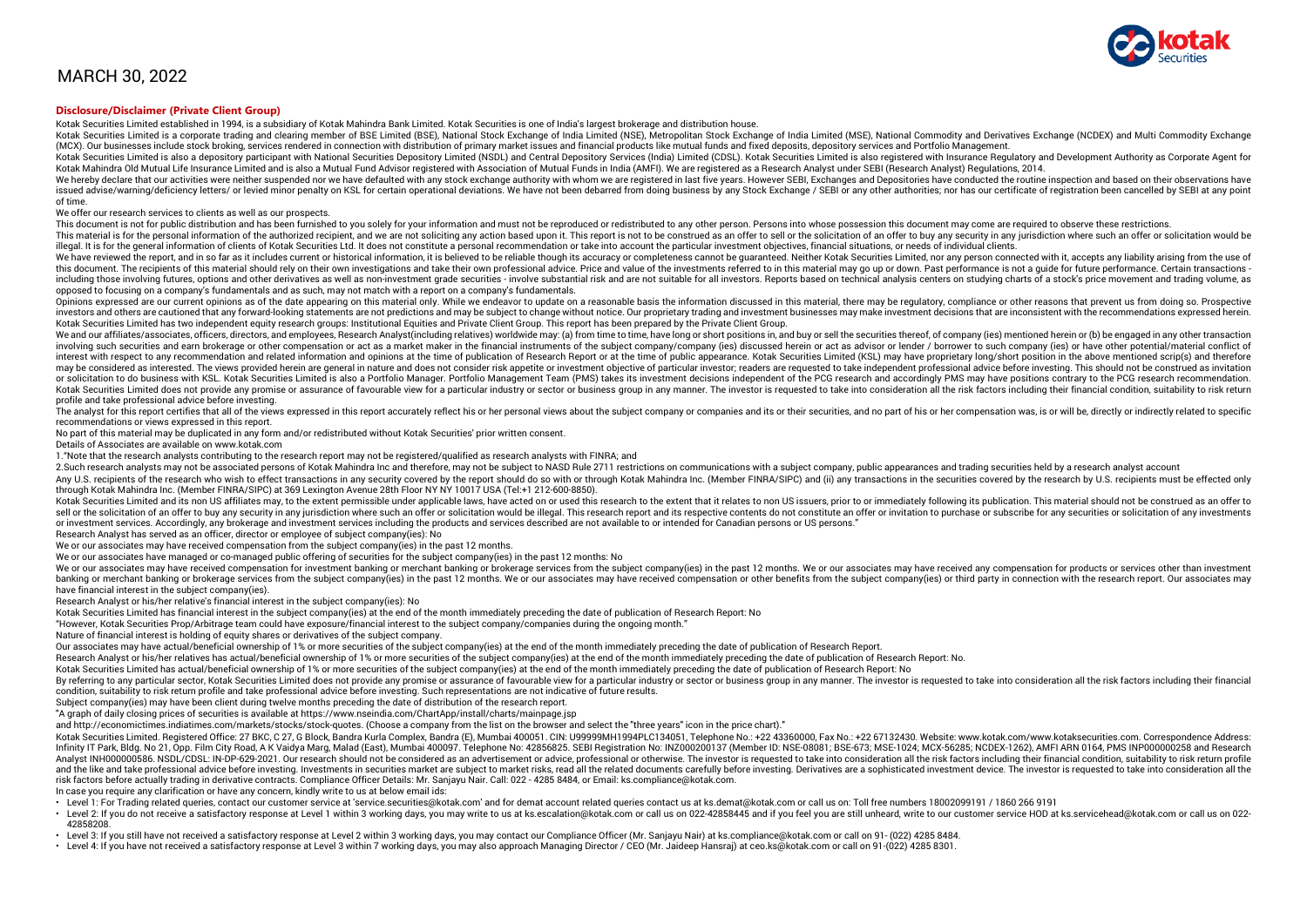MARCH 30, 2022

**Disclosure/Disclaimer (Private Client Group)**

Kotak Securities Limited established in 1994, is a subsidiary of Kotak Mahindra Bank Limited. Kotak Securities is one of India's largest brokerage and distribution house.

Kotak Securities Limited is a corporate trading and clearing member of BSE Limited (BSE), National Stock Exchange of India Limited (NSE), Metropolitan Stock Exchange of India Limited (MSE), National Commodity and Derivatives Exchange (NCDEX) and Multi Commodity Exchange (MCX). Our businesses include stock broking, services rendered in connection with distribution of primary market issues and financial products like mutual funds and fixed deposits, depository services and Portfolio Management.

Kotak Securities Limited is also a depository participant with National Securities Depository Limited (NSDL) and Central Depository Services (India) Limited (CDSL). Kotak Securities Limited is also registered with Insurance Regulatory and Development Authority as Corporate Agent for Kotak Mahindra Old Mutual Life Insurance Limited and is also a Mutual Fund Advisor registered with Association of Mutual Funds in India (AMFI). We are registered as a Research Analyst under SEBI (Research Analyst) Regulations, 2014.

We hereby declare that our activities were neither suspended nor we have defaulted with any stock exchange authority with whom we are registered in last five years. However SEBI, Exchanges and Depositories have conducted the routine inspection and based on their observations have issued advise/warning/deficiency letters/ or levied minor penalty on KSL for certain operational deviations. We have not been debarred from doing business by any Stock Exchange / SEBI or any other authorities; nor has our certificate of registration been cancelled by SEBI at any point of time.

We offer our research services to clients as well as our prospects.

This document is not for public distribution and has been furnished to you solely for your information and must not be reproduced or redistributed to any other person. Persons into whose possession this document may come are required to observe these restrictions.

This material is for the personal information of the authorized recipient, and we are not soliciting any action based upon it. This report is not to be construed as an offer to sell or the solicitation of an offer to buy any security in any jurisdiction where such an offer or solicitation would be illegal. It is for the general information of clients of Kotak Securities Ltd. It does not constitute a personal recommendation or take into account the particular investment objectives, financial situations, or needs of individual clients.

We have reviewed the report, and in so far as it includes current or historical information, it is believed to be reliable though its accuracy or completeness cannot be guaranteed. Neither Kotak Securities Limited, nor any person connected with it, accepts any liability arising from the use of this document. The recipients of this material should rely on their own investigations and take their own professional advice. Price and value of the investments referred to in this material may go up or down. Past performance is not a guide for future performance. Certain transactions - including those involving futures, options and other derivatives as well as non-investment grade securities - involve substantial risk and are not suitable for all investors. Reports based on technical analysis centers on studying charts of a stock's price movement and trading volume, as opposed to focusing on a company's fundamentals and as such, may not match with a report on a company's fundamentals.

Opinions expressed are our current opinions as of the date appearing on this material only. While we endeavor to update on a reasonable basis the information discussed in this material, there may be regulatory, compliance or other reasons that prevent us from doing so. Prospective investors and others are cautioned that any forward-looking statements are not predictions and may be subject to change without notice. Our proprietary trading and investment businesses may make investment decisions that are inconsistent with the recommendations expressed herein. Kotak Securities Limited has two independent equity research groups: Institutional Equities and Private Client Group. This report has been prepared by the Private Client Group.

We and our affiliates/associates, officers, directors, and employees, Research Analyst(including relatives) worldwide may: (a) from time to time, have long or short positions in, and buy or sell the securities thereof, of company (ies) mentioned herein or (b) be engaged in any other transaction involving such securities and earn brokerage or other compensation or act as a market maker in the financial instruments of the subject company/company (ies) discussed herein or act as advisor or lender / borrower to such company (ies) or have other potential/material conflict of interest with respect to any recommendation and related information and opinions at the time of publication of Research Report or at the time of public appearance. Kotak Securities Limited (KSL) may have proprietary long/short position in the above mentioned scrip(s) and therefore may be considered as interested. The views provided herein are general in nature and does not consider risk appetite or investment objective of particular investor; readers are requested to take independent professional advice before investing. This should not be construed as invitation or solicitation to do business with KSL. Kotak Securities Limited is also a Portfolio Manager. Portfolio Management Team (PMS) takes its investment decisions independent of the PCG research and accordingly PMS may have positions contrary to the PCG research recommendation. Kotak Securities Limited does not provide any promise or assurance of favourable view for a particular industry or sector or business group in any manner. The investor is requested to take into consideration all the risk factors including their financial condition, suitability to risk return profile and take professional advice before investing.

The analyst for this report certifies that all of the views expressed in this report accurately reflect his or her personal views about the subject company or companies and its or their securities, and no part of his or her compensation was, is or will be, directly or indirectly related to specific recommendations or views expressed in this report.

No part of this material may be duplicated in any form and/or redistributed without Kotak Securities' prior written consent.

Details of Associates are available on www.kotak.com

1."Note that the research analysts contributing to the research report may not be registered/qualified as research analysts with FINRA; and

2.Such research analysts may not be associated persons of Kotak Mahindra Inc and therefore, may not be subject to NASD Rule 2711 restrictions on communications with a subject company, public appearances and trading securities held by a research analyst account

Any U.S. recipients of the research who wish to effect transactions in any security covered by the report should do so with or through Kotak Mahindra Inc. (Member FINRA/SIPC) and (ii) any transactions in the securities covered by the research by U.S. recipients must be effected only through Kotak Mahindra Inc. (Member FINRA/SIPC) at 369 Lexington Avenue 28th Floor NY NY 10017 USA (Tel:+1 212-600-8850).

Kotak Securities Limited and its non US affiliates may, to the extent permissible under applicable laws, have acted on or used this research to the extent that it relates to non US issuers, prior to or immediately following its publication. This material should not be construed as an offer to sell or the solicitation of an offer to buy any security in any jurisdiction where such an offer or solicitation would be illegal. This research report and its respective contents do not constitute an offer or invitation to purchase or subscribe for any securities or solicitation of any investments or investment services. Accordingly, any brokerage and investment services including the products and services described are not available to or intended for Canadian persons or US persons."

Research Analyst has served as an officer, director or employee of subject company(ies): No

We or our associates may have received compensation from the subject company(ies) in the past 12 months.

We or our associates have managed or co-managed public offering of securities for the subject company(ies) in the past 12 months: No

We or our associates may have received compensation for investment banking or merchant banking or brokerage services from the subject company(ies) in the past 12 months. We or our associates may have received any compensation for products or services other than investment banking or merchant banking or brokerage services from the subject company(ies) in the past 12 months. We or our associates may have received compensation or other benefits from the subject company(ies) or third party in connection with the research report. Our associates may have financial interest in the subject company(ies).

Research Analyst or his/her relative's financial interest in the subject company(ies): No

Kotak Securities Limited has financial interest in the subject company(ies) at the end of the month immediately preceding the date of publication of Research Report: No

"However, Kotak Securities Prop/Arbitrage team could have exposure/financial interest to the subject company/companies during the ongoing month."

Nature of financial interest is holding of equity shares or derivatives of the subject company.

Our associates may have actual/beneficial ownership of 1% or more securities of the subject company(ies) at the end of the month immediately preceding the date of publication of Research Report.

Research Analyst or his/her relatives has actual/beneficial ownership of 1% or more securities of the subject company(ies) at the end of the month immediately preceding the date of publication of Research Report: No.

Kotak Securities Limited has actual/beneficial ownership of 1% or more securities of the subject company(ies) at the end of the month immediately preceding the date of publication of Research Report: No

By referring to any particular sector, Kotak Securities Limited does not provide any promise or assurance of favourable view for a particular industry or sector or business group in any manner. The investor is requested to take into consideration all the risk factors including their financial condition, suitability to risk return profile and take professional advice before investing. Such representations are not indicative of future results.

Subject company(ies) may have been client during twelve months preceding the date of distribution of the research report.

"A graph of daily closing prices of securities is available at https://www.nseindia.com/ChartApp/install/charts/mainpage.jsp

and http://economictimes.indiatimes.com/markets/stocks/stock-quotes. (Choose a company from the list on the browser and select the "three years" icon in the price chart)."

Kotak Securities Limited. Registered Office: 27 BKC, C 27, G Block, Bandra Kurla Complex, Bandra (E), Mumbai 400051. CIN: U99999MH1994PLC134051, Telephone No.: +22 43360000, Fax No.: +22 67132430. Website: www.kotak.com/www.kotaksecurities.com. Correspondence Address: Infinity IT Park, Bldg. No 21, Opp. Film City Road, A K Vaidya Marg, Malad (East), Mumbai 400097. Telephone No: 42856825. SEBI Registration No: INZ000200137 (Member ID: NSE-08081; BSE-673; MSE-1024; MCX-56285; NCDEX-1262), AMFI ARN 0164, PMS INP000000258 and Research Analyst INH000000586. NSDL/CDSL: IN-DP-629-2021. Our research should not be considered as an advertisement or advice, professional or otherwise. The investor is requested to take into consideration all the risk factors including their financial condition, suitability to risk return profile and the like and take professional advice before investing. Investments in securities market are subject to market risks, read all the related documents carefully before investing. Derivatives are a sophisticated investment device. The investor is requested to take into consideration all the risk factors before actually trading in derivative contracts. Compliance Officer Details: Mr. Sanjayu Nair. Call: 022 - 4285 8484, or Email: ks.compliance@kotak.com.

In case you require any clarification or have any concern, kindly write to us at below email ids:

- Level 1: For Trading related queries, contact our customer service at 'service.securities@kotak.com' and for demat account related queries contact us at ks.demat@kotak.com or call us on: Toll free numbers 18002099191 / 1860 266 9191
- Level 2: If you do not receive a satisfactory response at Level 1 within 3 working days, you may write to us at ks.escalation@kotak.com or call us on 022-42858445 and if you feel you are still unheard, write to our customer service HOD at ks.servicehead@kotak.com or call us on 022-42858208.
- Level 3: If you still have not received a satisfactory response at Level 2 within 3 working days, you may contact our Compliance Officer (Mr. Sanjayu Nair) at ks.compliance@kotak.com or call on 91- (022) 4285 8484.
- Level 4: If you have not received a satisfactory response at Level 3 within 7 working days, you may also approach Managing Director / CEO (Mr. Jaideep Hansraj) at ceo.ks@kotak.com or call on 91-(022) 4285 8301.